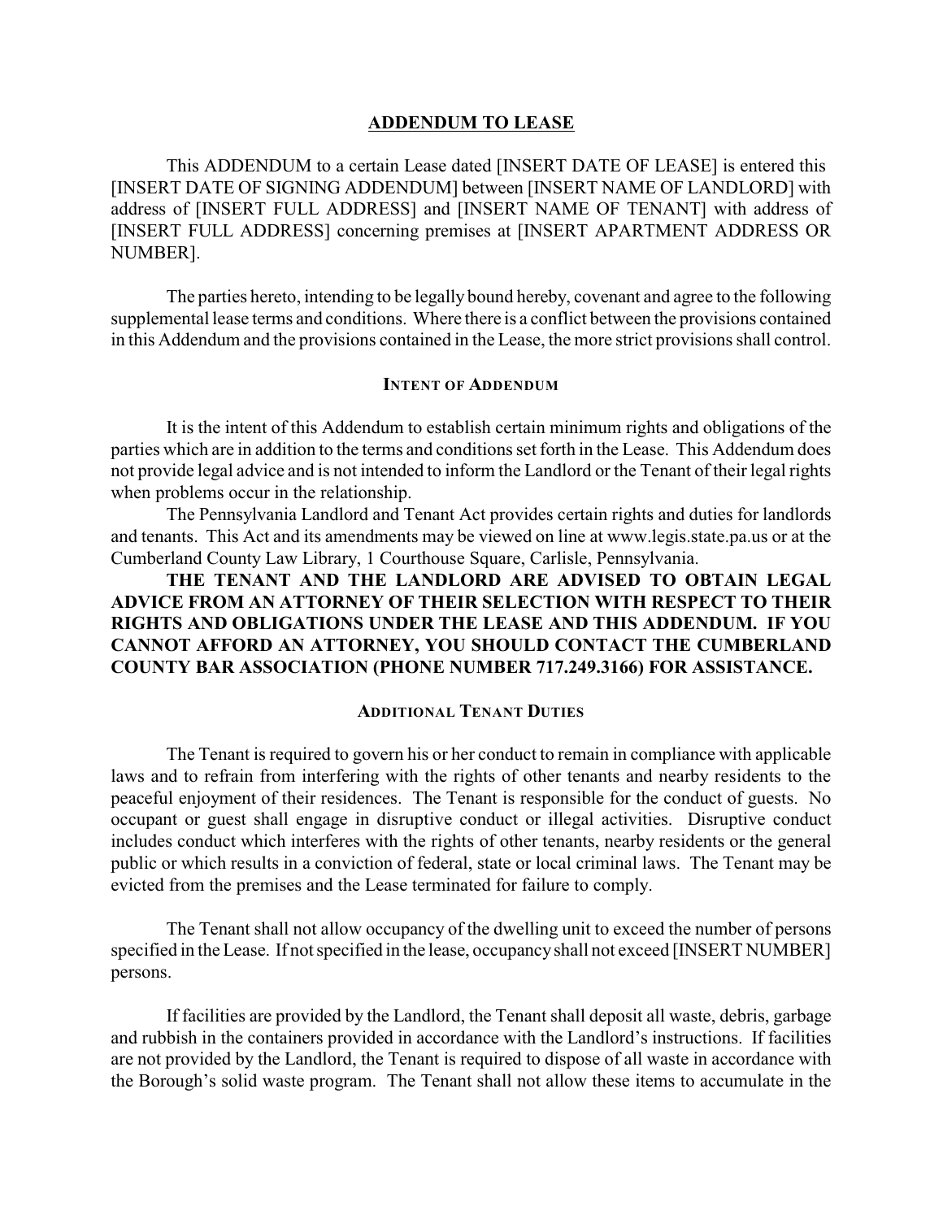# ADDENDUM TO LEASE

This ADDENDUM to a certain Lease dated [INSERT DATE OF LEASE] is entered this [INSERT DATE OF SIGNING ADDENDUM] between [INSERT NAME OF LANDLORD] with address of [INSERT FULL ADDRESS] and [INSERT NAME OF TENANT] with address of [INSERT FULL ADDRESS] concerning premises at [INSERT APARTMENT ADDRESS OR NUMBER].

The parties hereto, intending to be legally bound hereby, covenant and agree to the following supplemental lease terms and conditions. Where there is a conflict between the provisions contained in this Addendum and the provisions contained in the Lease, the more strict provisions shall control.

## INTENT OF ADDENDUM

It is the intent of this Addendum to establish certain minimum rights and obligations of the parties which are in addition to the terms and conditions set forth in the Lease. This Addendum does not provide legal advice and is not intended to inform the Landlord or the Tenant of their legal rights when problems occur in the relationship.

The Pennsylvania Landlord and Tenant Act provides certain rights and duties for landlords and tenants. This Act and its amendments may be viewed on line at www.legis.state.pa.us or at the Cumberland County Law Library, 1 Courthouse Square, Carlisle, Pennsylvania.

**THE TENANT AND THE LANDLORD ARE ADVISED TO OBTAIN LEGAL ADVICE FROM AN ATTORNEY OF THEIR SELECTION WITH RESPECT TO THEIR RIGHTS AND OBLIGATIONS UNDER THE LEASE AND THIS ADDENDUM. IF YOU CANNOT AFFORD AN ATTORNEY, YOU SHOULD CONTACT THE CUMBERLAND COUNTY BAR ASSOCIATION (PHONE NUMBER 717.249.3166) FOR ASSISTANCE.**

## ADDITIONAL TENANT DUTIES

The Tenant is required to govern his or her conduct to remain in compliance with applicable laws and to refrain from interfering with the rights of other tenants and nearby residents to the peaceful enjoyment of their residences. The Tenant is responsible for the conduct of guests. No occupant or guest shall engage in disruptive conduct or illegal activities. Disruptive conduct includes conduct which interferes with the rights of other tenants, nearby residents or the general public or which results in a conviction of federal, state or local criminal laws. The Tenant may be evicted from the premises and the Lease terminated for failure to comply.

The Tenant shall not allow occupancy of the dwelling unit to exceed the number of persons specified in the Lease. If not specified in the lease, occupancy shall not exceed [INSERT NUMBER] persons.

If facilities are provided by the Landlord, the Tenant shall deposit all waste, debris, garbage and rubbish in the containers provided in accordance with the Landlord's instructions. If facilities are not provided by the Landlord, the Tenant is required to dispose of all waste in accordance with the Borough's solid waste program. The Tenant shall not allow these items to accumulate in the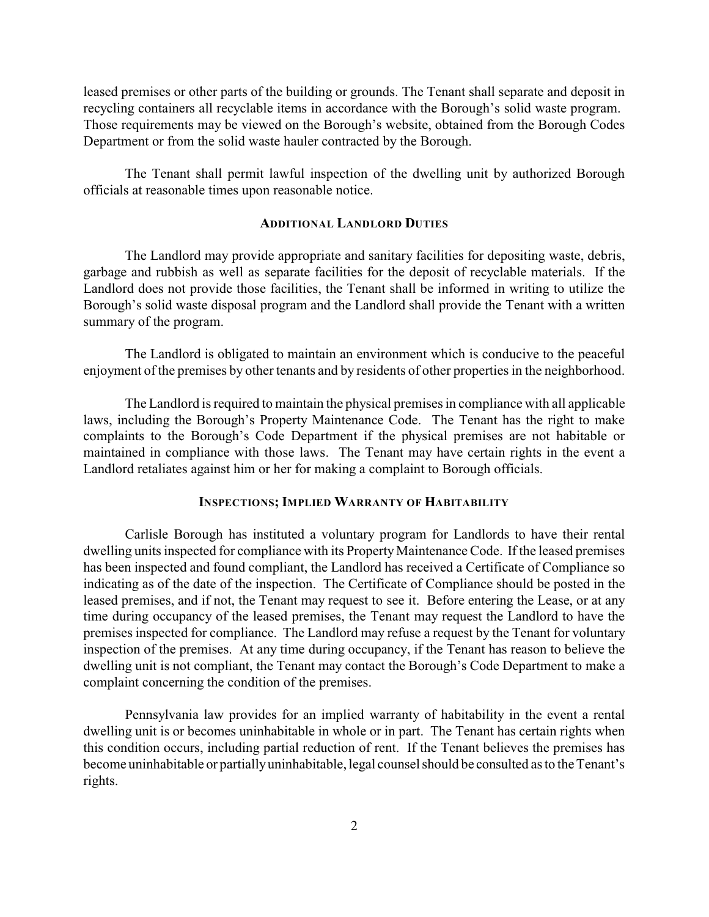leased premises or other parts of the building or grounds. The Tenant shall separate and deposit in recycling containers all recyclable items in accordance with the Borough's solid waste program. Those requirements may be viewed on the Borough's website, obtained from the Borough Codes Department or from the solid waste hauler contracted by the Borough.

The Tenant shall permit lawful inspection of the dwelling unit by authorized Borough officials at reasonable times upon reasonable notice.

## ADDITIONAL LANDLORD DUTIES

The Landlord may provide appropriate and sanitary facilities for depositing waste, debris, garbage and rubbish as well as separate facilities for the deposit of recyclable materials. If the Landlord does not provide those facilities, the Tenant shall be informed in writing to utilize the Borough's solid waste disposal program and the Landlord shall provide the Tenant with a written summary of the program.

The Landlord is obligated to maintain an environment which is conducive to the peaceful enjoyment of the premises by other tenants and by residents of other properties in the neighborhood.

The Landlord is required to maintain the physical premises in compliance with all applicable laws, including the Borough's Property Maintenance Code. The Tenant has the right to make complaints to the Borough's Code Department if the physical premises are not habitable or maintained in compliance with those laws. The Tenant may have certain rights in the event a Landlord retaliates against him or her for making a complaint to Borough officials.

## INSPECTIONS; IMPLIED WARRANTY OF HABITABILITY

Carlisle Borough has instituted a voluntary program for Landlords to have their rental dwelling units inspected for compliance with its Property Maintenance Code. If the leased premises has been inspected and found compliant, the Landlord has received a Certificate of Compliance so indicating as of the date of the inspection. The Certificate of Compliance should be posted in the leased premises, and if not, the Tenant may request to see it. Before entering the Lease, or at any time during occupancy of the leased premises, the Tenant may request the Landlord to have the premises inspected for compliance. The Landlord may refuse a request by the Tenant for voluntary inspection of the premises. At any time during occupancy, if the Tenant has reason to believe the dwelling unit is not compliant, the Tenant may contact the Borough's Code Department to make a complaint concerning the condition of the premises.

Pennsylvania law provides for an implied warranty of habitability in the event a rental dwelling unit is or becomes uninhabitable in whole or in part. The Tenant has certain rights when this condition occurs, including partial reduction of rent. If the Tenant believes the premises has become uninhabitable or partially uninhabitable, legal counsel should be consulted as to the Tenant's rights.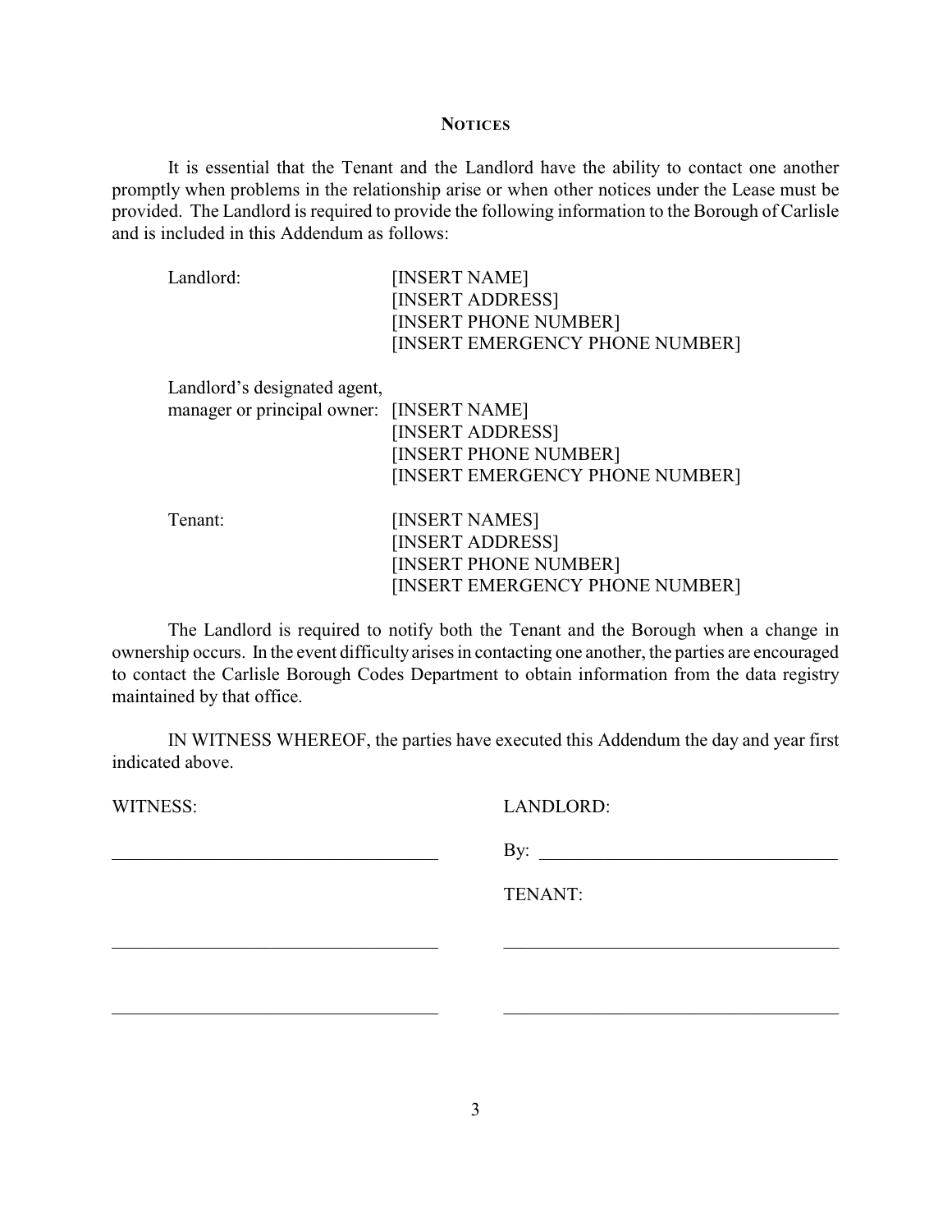## NOTICES

It is essential that the Tenant and the Landlord have the ability to contact one another promptly when problems in the relationship arise or when other notices under the Lease must be provided. The Landlord is required to provide the following information to the Borough of Carlisle and is included in this Addendum as follows:

| | |
|---|---|
| Landlord: | [INSERT NAME]<br>[INSERT ADDRESS]<br>[INSERT PHONE NUMBER]<br>[INSERT EMERGENCY PHONE NUMBER] |
| Landlord's designated agent, manager or principal owner: | [INSERT NAME]<br>[INSERT ADDRESS]<br>[INSERT PHONE NUMBER]<br>[INSERT EMERGENCY PHONE NUMBER] |
| Tenant: | [INSERT NAMES]<br>[INSERT ADDRESS]<br>[INSERT PHONE NUMBER]<br>[INSERT EMERGENCY PHONE NUMBER] |

The Landlord is required to notify both the Tenant and the Borough when a change in ownership occurs. In the event difficulty arises in contacting one another, the parties are encouraged to contact the Carlisle Borough Codes Department to obtain information from the data registry maintained by that office.

IN WITNESS WHEREOF, the parties have executed this Addendum the day and year first indicated above.

| | |
|---|---|
| WITNESS: | LANDLORD: |
| ______________________________ | By: ______________________________ |
| | TENANT: |
| ______________________________ | ______________________________ |
| ______________________________ | ______________________________ |